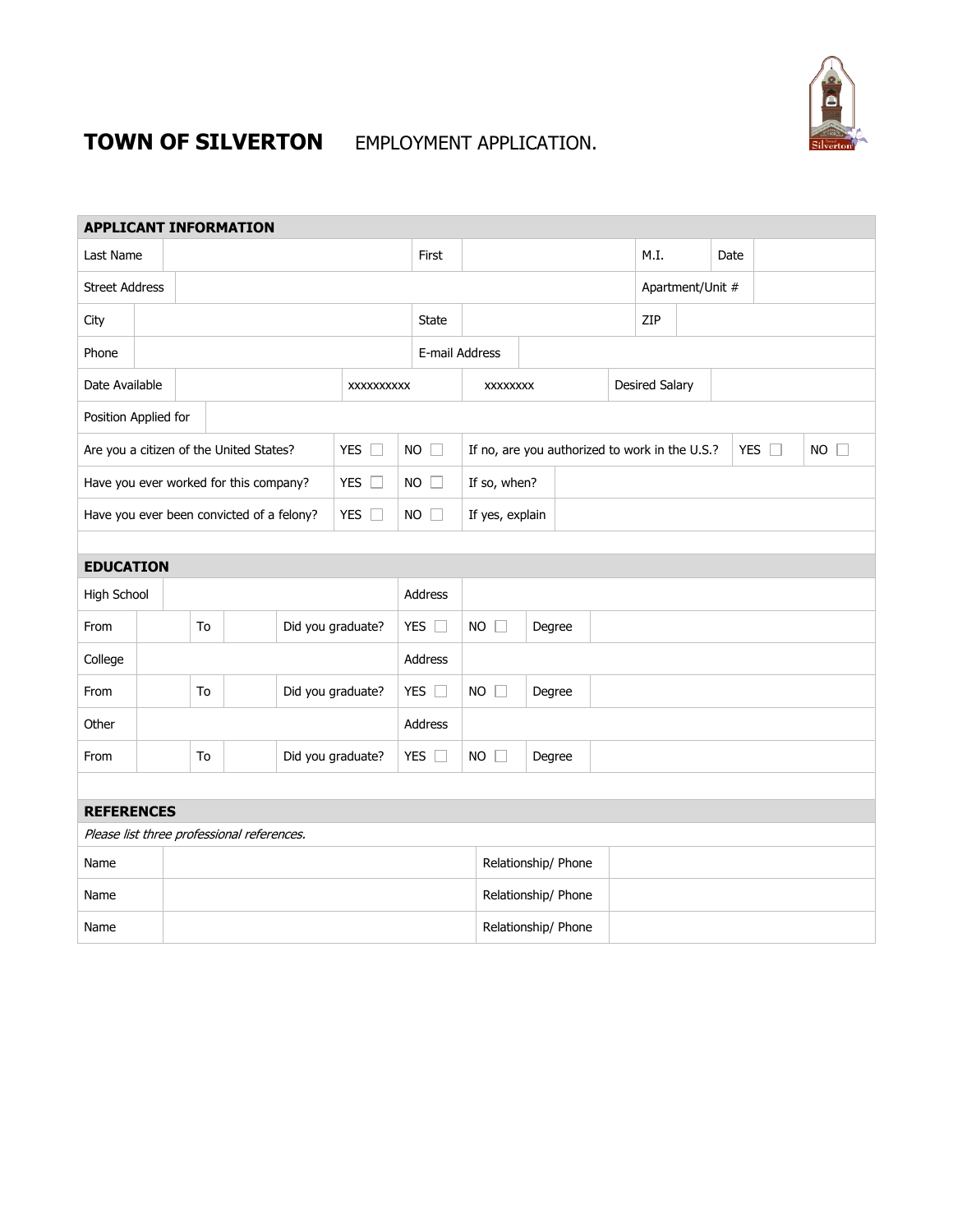# TOWN OF SILVERTON EMPLOYMENT APPLICATION.

| APPLICANT INFORMATION | | | | | | | |
|---|---|---|---|---|---|---|---|
| Last Name | | First | | M.I. | | Date | |
| Street Address | | | | Apartment/Unit # | | | |
| City | | State | | ZIP | | | |
| Phone | | E-mail Address | | | | | |
| Date Available | | xxxxxxxxxx | xxxxxxxx | Desired Salary | | | |
| Position Applied for | | | | | | | |
| Are you a citizen of the United States? | YES ☐ | NO ☐ | If no, are you authorized to work in the U.S.? | YES ☐ | NO ☐ | | |
| Have you ever worked for this company? | YES ☐ | NO ☐ | If so, when? | | | | |
| Have you ever been convicted of a felony? | YES ☐ | NO ☐ | If yes, explain | | | | |

| EDUCATION | | | | | | | |
|---|---|---|---|---|---|---|---|
| High School | | | | Address | | | |
| From | | To | | Did you graduate? | YES ☐ | NO ☐ | Degree |
| College | | | | Address | | | |
| From | | To | | Did you graduate? | YES ☐ | NO ☐ | Degree |
| Other | | | | Address | | | |
| From | | To | | Did you graduate? | YES ☐ | NO ☐ | Degree |

| REFERENCES | | | |
|---|---|---|---|
| *Please list three professional references.* | | | |
| Name | | Relationship/ Phone | |
| Name | | Relationship/ Phone | |
| Name | | Relationship/ Phone | |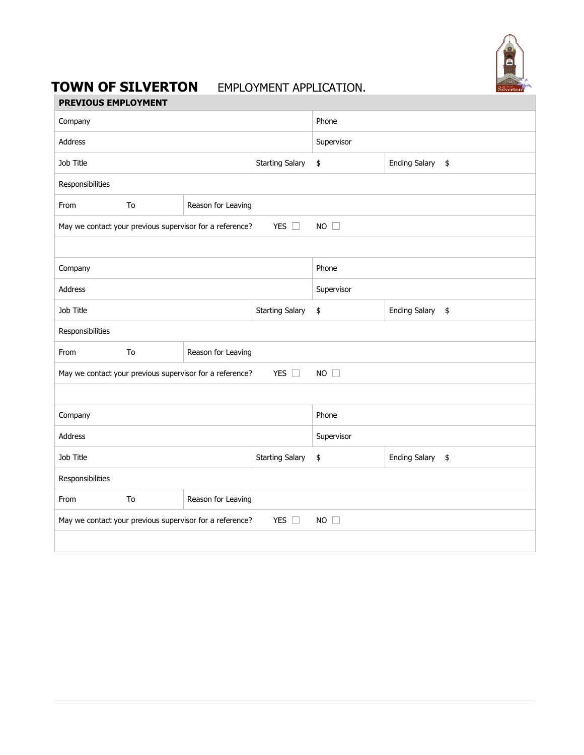# TOWN OF SILVERTON EMPLOYMENT APPLICATION.

## PREVIOUS EMPLOYMENT

| Company | | | | Phone | |
|---|---|---|---|---|---|
| Address | | | | Supervisor | |
| Job Title | | Starting Salary | $ | Ending Salary | $ |
| Responsibilities | | | | | |
| From | To | Reason for Leaving | | | |
| May we contact your previous supervisor for a reference? | | YES ☐ | NO ☐ | | |
| | | | | | |
| Company | | | | Phone | |
| Address | | | | Supervisor | |
| Job Title | | Starting Salary | $ | Ending Salary | $ |
| Responsibilities | | | | | |
| From | To | Reason for Leaving | | | |
| May we contact your previous supervisor for a reference? | | YES ☐ | NO ☐ | | |
| | | | | | |
| Company | | | | Phone | |
| Address | | | | Supervisor | |
| Job Title | | Starting Salary | $ | Ending Salary | $ |
| Responsibilities | | | | | |
| From | To | Reason for Leaving | | | |
| May we contact your previous supervisor for a reference? | | YES ☐ | NO ☐ | | |
| | | | | | |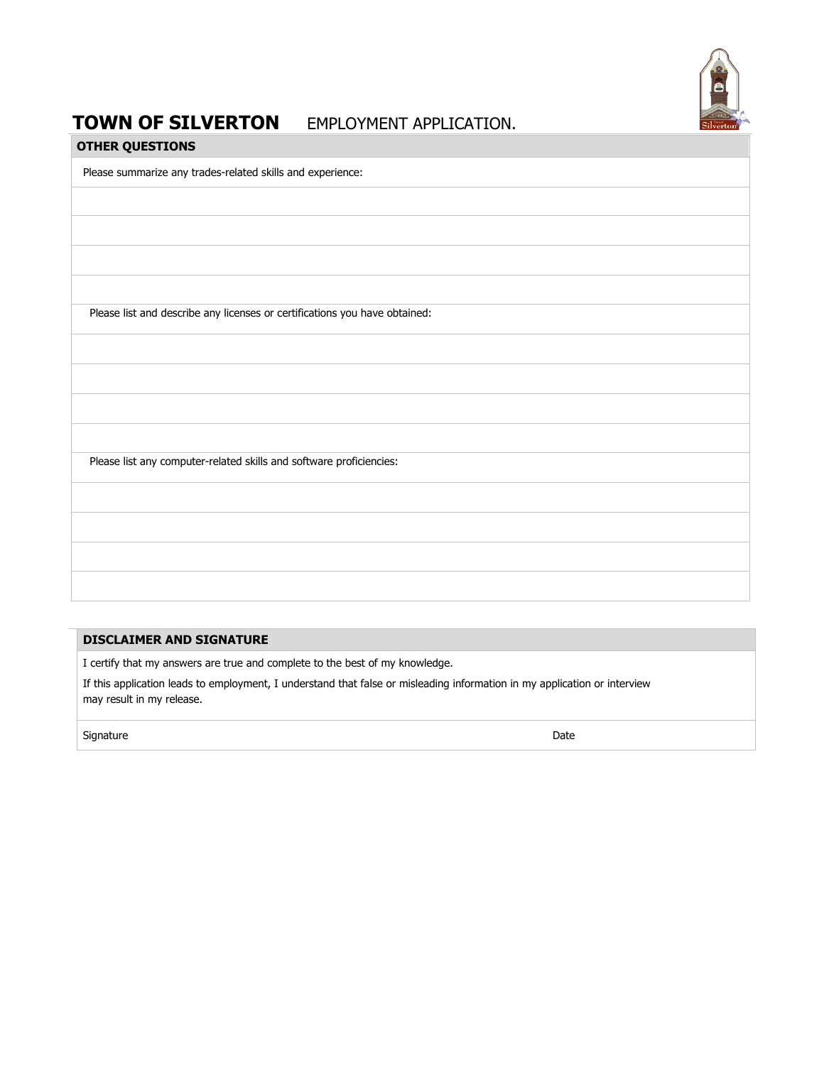# TOWN OF SILVERTON EMPLOYMENT APPLICATION.

## OTHER QUESTIONS

Please summarize any trades-related skills and experience:

Please list and describe any licenses or certifications you have obtained:

Please list any computer-related skills and software proficiencies:

## DISCLAIMER AND SIGNATURE

I certify that my answers are true and complete to the best of my knowledge.

If this application leads to employment, I understand that false or misleading information in my application or interview may result in my release.

| | |
|---|---|
| Signature | Date |